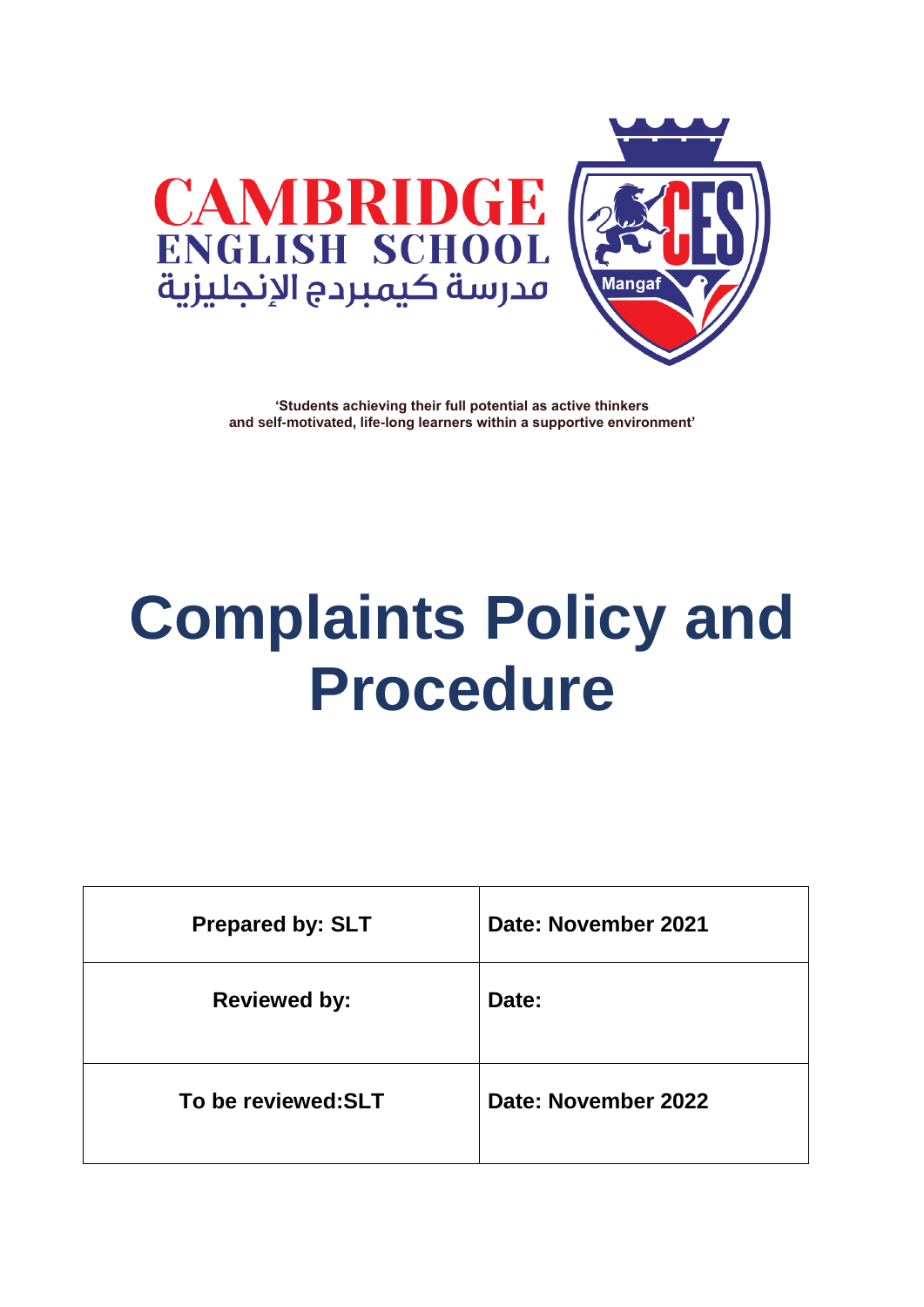CAMBRIDGE
ENGLISH SCHOOL
مدرسة كيمبردج الإنجليزية

CES
Mangaf

**'Students achieving their full potential as active thinkers and self-motivated, life-long learners within a supportive environment'**

# Complaints Policy and Procedure

| Prepared by: SLT | Date: November 2021 |
|---|---|
| Reviewed by: | Date: |
| To be reviewed:SLT | Date: November 2022 |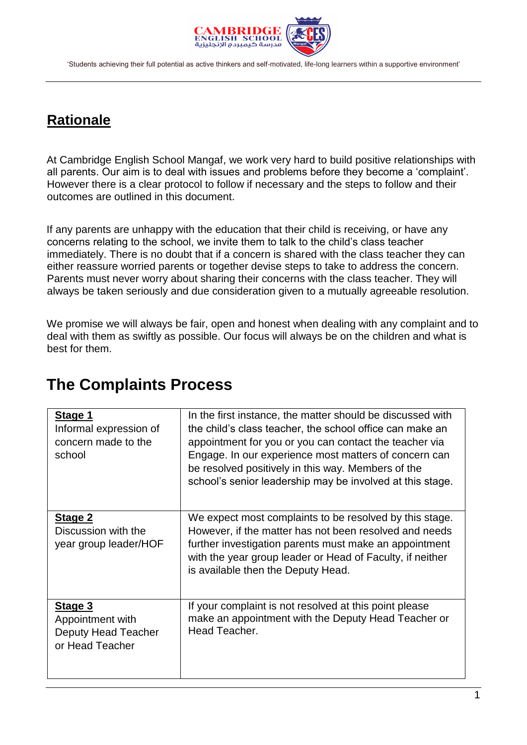## Rationale

At Cambridge English School Mangaf, we work very hard to build positive relationships with all parents. Our aim is to deal with issues and problems before they become a 'complaint'. However there is a clear protocol to follow if necessary and the steps to follow and their outcomes are outlined in this document.

If any parents are unhappy with the education that their child is receiving, or have any concerns relating to the school, we invite them to talk to the child's class teacher immediately. There is no doubt that if a concern is shared with the class teacher they can either reassure worried parents or together devise steps to take to address the concern. Parents must never worry about sharing their concerns with the class teacher. They will always be taken seriously and due consideration given to a mutually agreeable resolution.

We promise we will always be fair, open and honest when dealing with any complaint and to deal with them as swiftly as possible. Our focus will always be on the children and what is best for them.

# The Complaints Process

| Stage | Description |
|---|---|
| **Stage 1**<br>Informal expression of concern made to the school | In the first instance, the matter should be discussed with the child's class teacher, the school office can make an appointment for you or you can contact the teacher via Engage. In our experience most matters of concern can be resolved positively in this way. Members of the school's senior leadership may be involved at this stage. |
| **Stage 2**<br>Discussion with the year group leader/HOF | We expect most complaints to be resolved by this stage. However, if the matter has not been resolved and needs further investigation parents must make an appointment with the year group leader or Head of Faculty, if neither is available then the Deputy Head. |
| **Stage 3**<br>Appointment with Deputy Head Teacher or Head Teacher | If your complaint is not resolved at this point please make an appointment with the Deputy Head Teacher or Head Teacher. |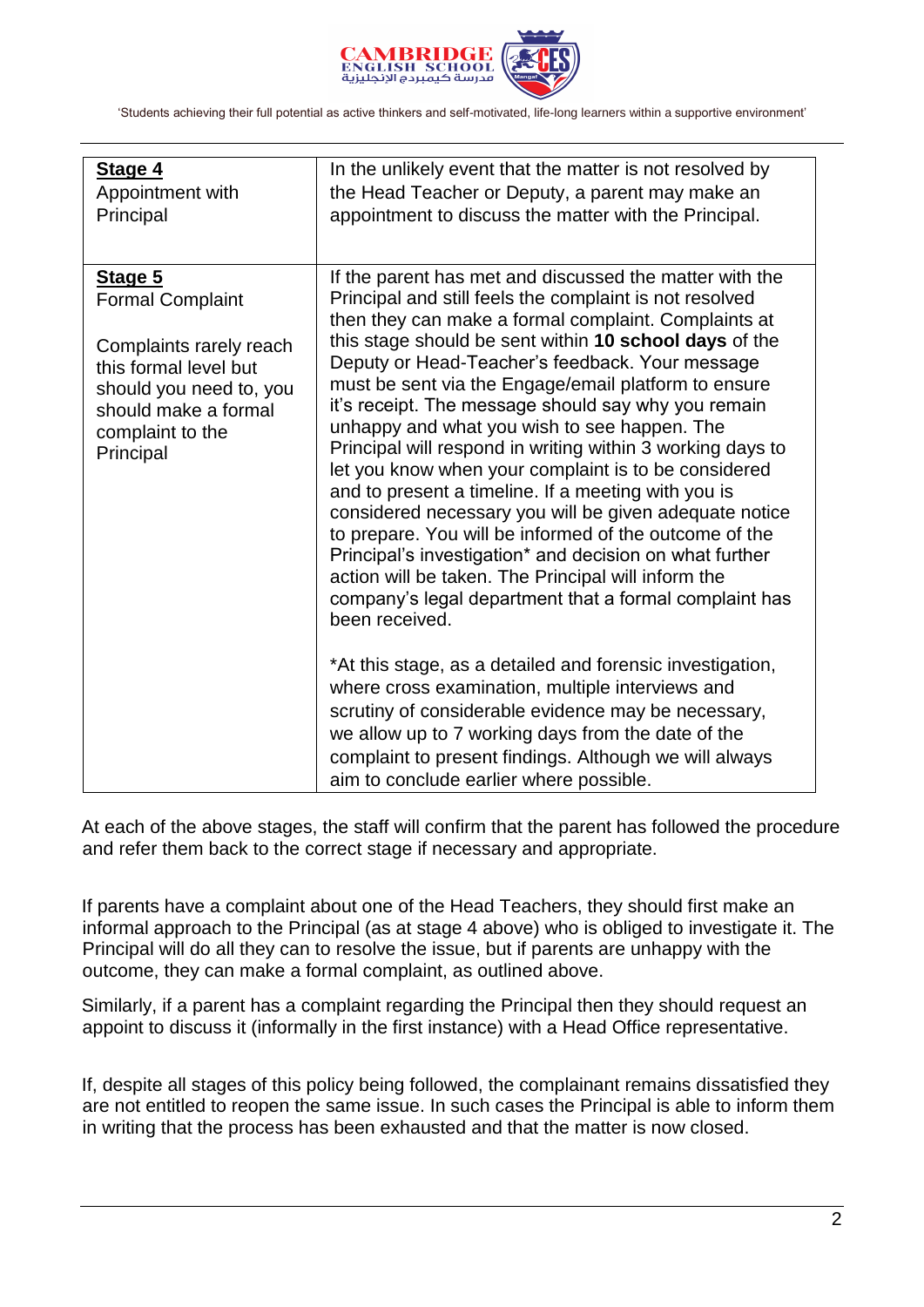| Stage | Description |
|---|---|
| **Stage 4**<br>Appointment with Principal | In the unlikely event that the matter is not resolved by the Head Teacher or Deputy, a parent may make an appointment to discuss the matter with the Principal. |
| **Stage 5**<br>Formal Complaint<br><br>Complaints rarely reach this formal level but should you need to, you should make a formal complaint to the Principal | If the parent has met and discussed the matter with the Principal and still feels the complaint is not resolved then they can make a formal complaint. Complaints at this stage should be sent within **10 school days** of the Deputy or Head-Teacher's feedback. Your message must be sent via the Engage/email platform to ensure it's receipt. The message should say why you remain unhappy and what you wish to see happen. The Principal will respond in writing within 3 working days to let you know when your complaint is to be considered and to present a timeline. If a meeting with you is considered necessary you will be given adequate notice to prepare. You will be informed of the outcome of the Principal's investigation* and decision on what further action will be taken. The Principal will inform the company's legal department that a formal complaint has been received.<br><br>*At this stage, as a detailed and forensic investigation, where cross examination, multiple interviews and scrutiny of considerable evidence may be necessary, we allow up to 7 working days from the date of the complaint to present findings. Although we will always aim to conclude earlier where possible. |

At each of the above stages, the staff will confirm that the parent has followed the procedure and refer them back to the correct stage if necessary and appropriate.

If parents have a complaint about one of the Head Teachers, they should first make an informal approach to the Principal (as at stage 4 above) who is obliged to investigate it. The Principal will do all they can to resolve the issue, but if parents are unhappy with the outcome, they can make a formal complaint, as outlined above.

Similarly, if a parent has a complaint regarding the Principal then they should request an appoint to discuss it (informally in the first instance) with a Head Office representative.

If, despite all stages of this policy being followed, the complainant remains dissatisfied they are not entitled to reopen the same issue. In such cases the Principal is able to inform them in writing that the process has been exhausted and that the matter is now closed.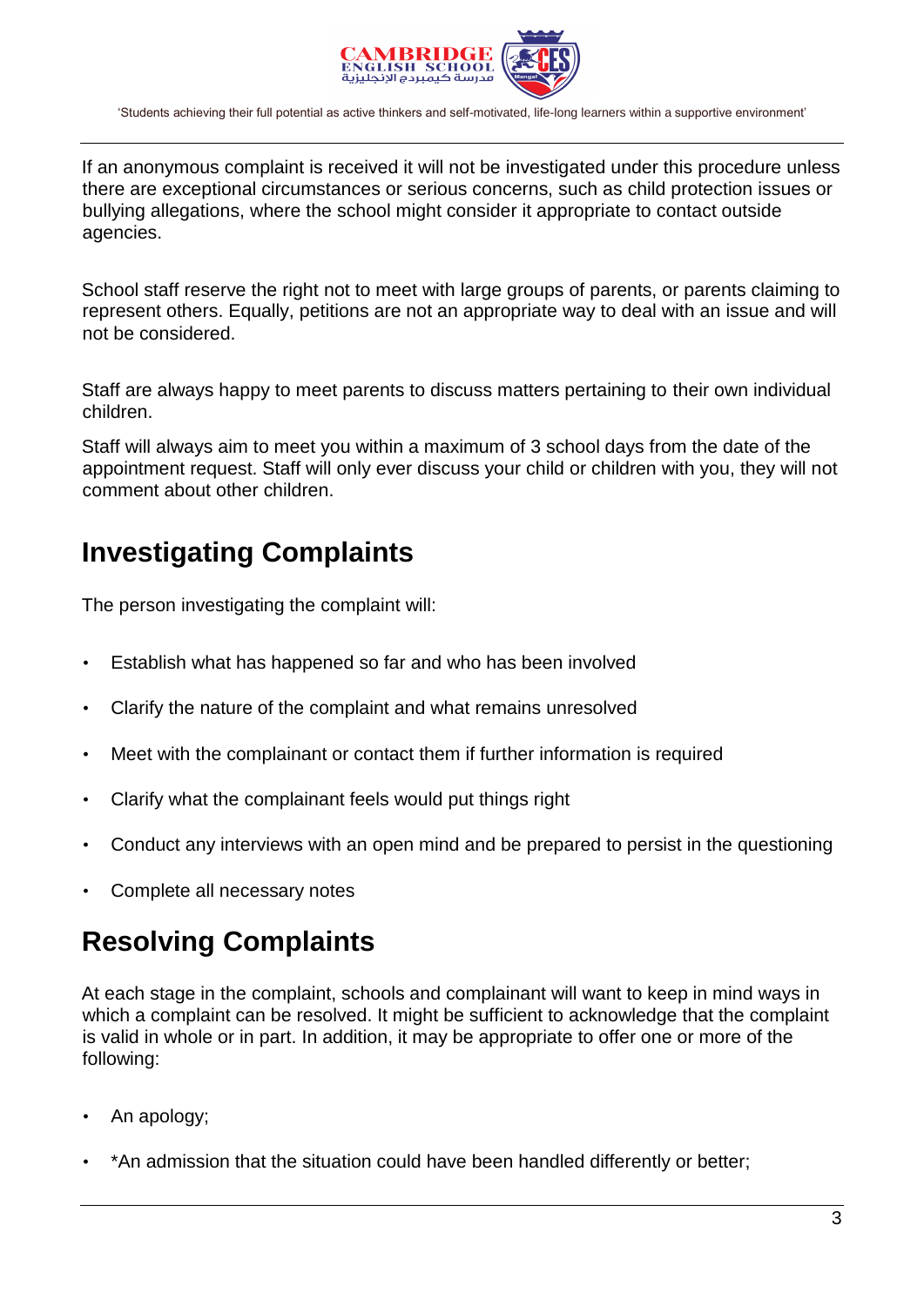If an anonymous complaint is received it will not be investigated under this procedure unless there are exceptional circumstances or serious concerns, such as child protection issues or bullying allegations, where the school might consider it appropriate to contact outside agencies.

School staff reserve the right not to meet with large groups of parents, or parents claiming to represent others. Equally, petitions are not an appropriate way to deal with an issue and will not be considered.

Staff are always happy to meet parents to discuss matters pertaining to their own individual children.

Staff will always aim to meet you within a maximum of 3 school days from the date of the appointment request. Staff will only ever discuss your child or children with you, they will not comment about other children.

## Investigating Complaints

The person investigating the complaint will:

- Establish what has happened so far and who has been involved
- Clarify the nature of the complaint and what remains unresolved
- Meet with the complainant or contact them if further information is required
- Clarify what the complainant feels would put things right
- Conduct any interviews with an open mind and be prepared to persist in the questioning
- Complete all necessary notes

## Resolving Complaints

At each stage in the complaint, schools and complainant will want to keep in mind ways in which a complaint can be resolved. It might be sufficient to acknowledge that the complaint is valid in whole or in part. In addition, it may be appropriate to offer one or more of the following:

- An apology;
- *An admission that the situation could have been handled differently or better;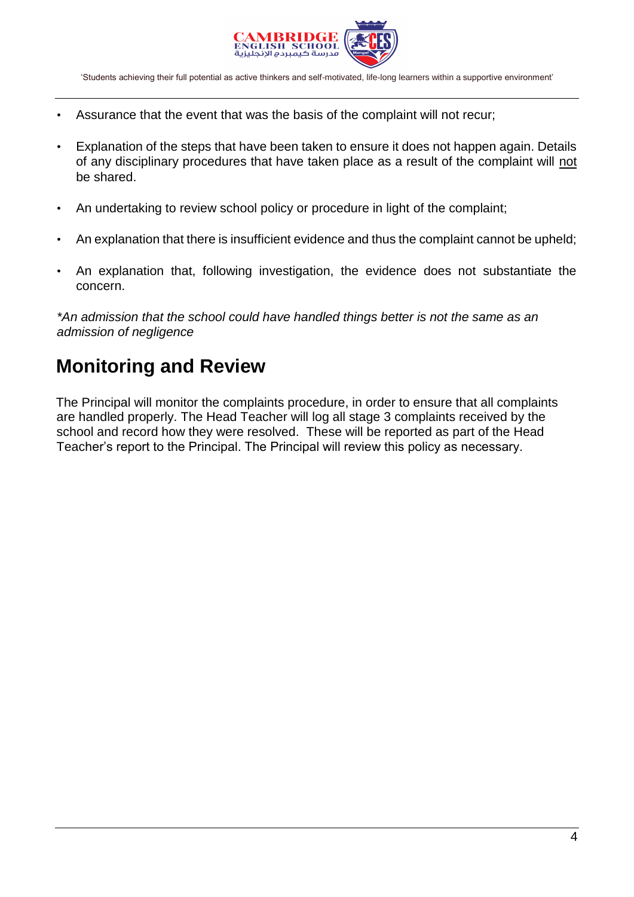- Assurance that the event that was the basis of the complaint will not recur;
- Explanation of the steps that have been taken to ensure it does not happen again. Details of any disciplinary procedures that have taken place as a result of the complaint will not be shared.
- An undertaking to review school policy or procedure in light of the complaint;
- An explanation that there is insufficient evidence and thus the complaint cannot be upheld;
- An explanation that, following investigation, the evidence does not substantiate the concern.

*\*An admission that the school could have handled things better is not the same as an admission of negligence*

## Monitoring and Review

The Principal will monitor the complaints procedure, in order to ensure that all complaints are handled properly. The Head Teacher will log all stage 3 complaints received by the school and record how they were resolved. These will be reported as part of the Head Teacher's report to the Principal. The Principal will review this policy as necessary.